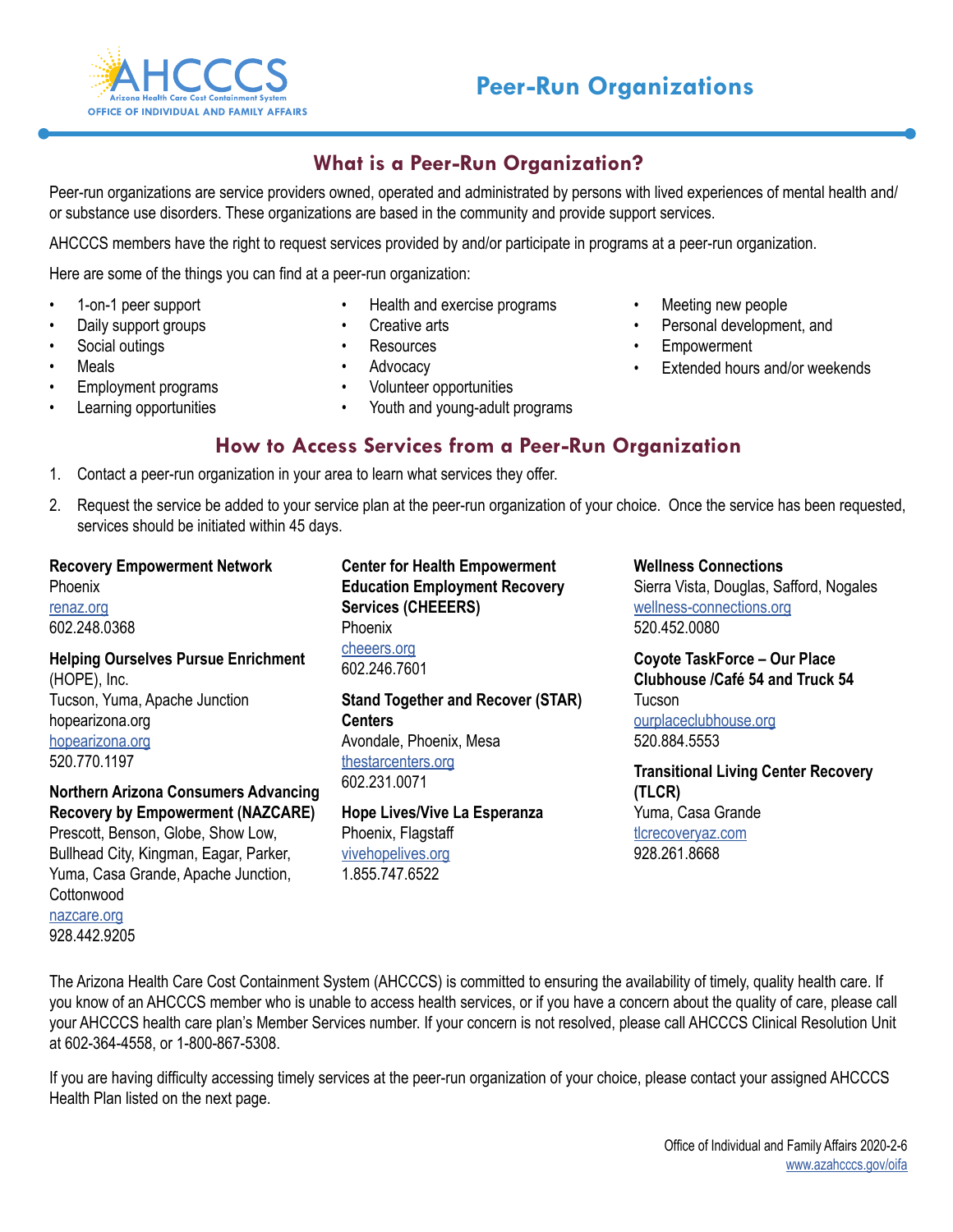AHCCCS
Arizona Health Care Cost Containment System
OFFICE OF INDIVIDUAL AND FAMILY AFFAIRS

# Peer-Run Organizations

## What is a Peer-Run Organization?

Peer-run organizations are service providers owned, operated and administrated by persons with lived experiences of mental health and/or substance use disorders. These organizations are based in the community and provide support services.

AHCCCS members have the right to request services provided by and/or participate in programs at a peer-run organization.

Here are some of the things you can find at a peer-run organization:

- 1-on-1 peer support
- Daily support groups
- Social outings
- Meals
- Employment programs
- Learning opportunities
- Health and exercise programs
- Creative arts
- Resources
- Advocacy
- Volunteer opportunities
- Youth and young-adult programs
- Meeting new people
- Personal development, and
- Empowerment
- Extended hours and/or weekends

## How to Access Services from a Peer-Run Organization

1. Contact a peer-run organization in your area to learn what services they offer.
2. Request the service be added to your service plan at the peer-run organization of your choice. Once the service has been requested, services should be initiated within 45 days.

**Recovery Empowerment Network**
Phoenix
renaz.org
602.248.0368

**Helping Ourselves Pursue Enrichment** (HOPE), Inc.
Tucson, Yuma, Apache Junction
hopearizona.org
hopearizona.org
520.770.1197

**Northern Arizona Consumers Advancing Recovery by Empowerment (NAZCARE)**
Prescott, Benson, Globe, Show Low, Bullhead City, Kingman, Eagar, Parker, Yuma, Casa Grande, Apache Junction, Cottonwood
nazcare.org
928.442.9205

**Center for Health Empowerment Education Employment Recovery Services (CHEEERS)**
Phoenix
cheeers.org
602.246.7601

**Stand Together and Recover (STAR) Centers**
Avondale, Phoenix, Mesa
thestarcenters.org
602.231.0071

**Hope Lives/Vive La Esperanza**
Phoenix, Flagstaff
vivehopelives.org
1.855.747.6522

**Wellness Connections**
Sierra Vista, Douglas, Safford, Nogales
wellness-connections.org
520.452.0080

**Coyote TaskForce – Our Place Clubhouse /Café 54 and Truck 54**
Tucson
ourplaceclubhouse.org
520.884.5553

**Transitional Living Center Recovery (TLCR)**
Yuma, Casa Grande
tlcrecoveryaz.com
928.261.8668

The Arizona Health Care Cost Containment System (AHCCCS) is committed to ensuring the availability of timely, quality health care. If you know of an AHCCCS member who is unable to access health services, or if you have a concern about the quality of care, please call your AHCCCS health care plan's Member Services number. If your concern is not resolved, please call AHCCCS Clinical Resolution Unit at 602-364-4558, or 1-800-867-5308.

If you are having difficulty accessing timely services at the peer-run organization of your choice, please contact your assigned AHCCCS Health Plan listed on the next page.

Office of Individual and Family Affairs 2020-2-6
www.azahcccs.gov/oifa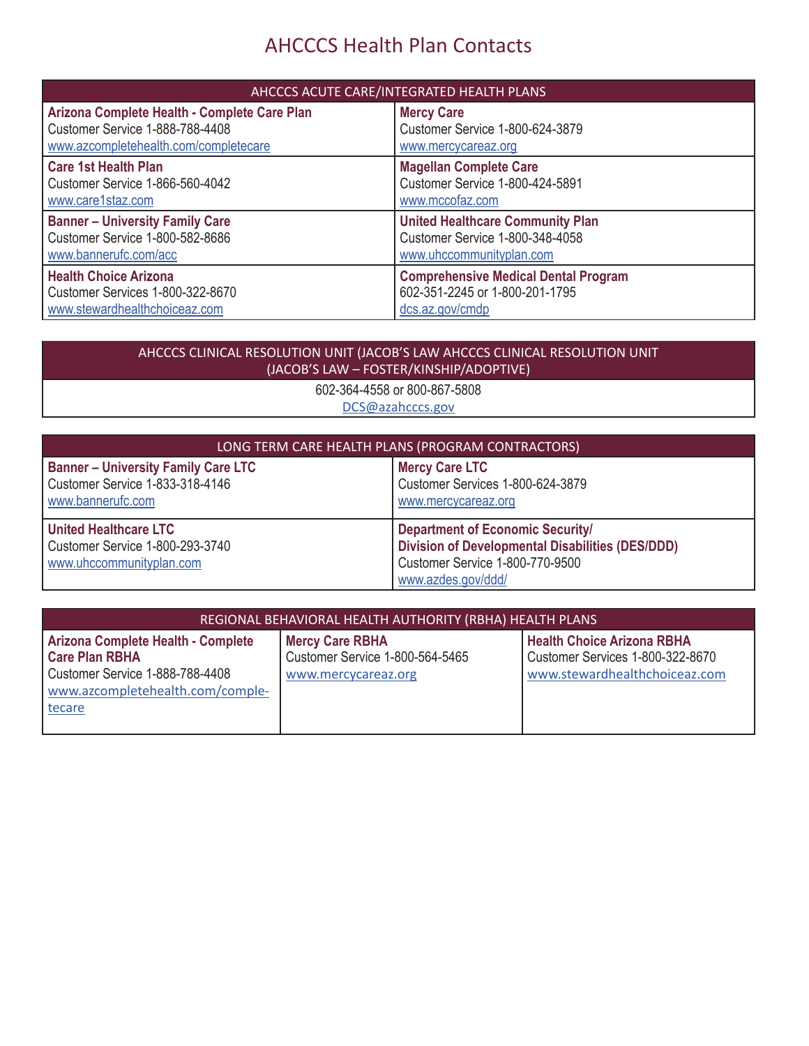# AHCCCS Health Plan Contacts

| AHCCCS ACUTE CARE/INTEGRATED HEALTH PLANS | |
|---|---|
| **Arizona Complete Health - Complete Care Plan**<br>Customer Service 1-888-788-4408<br>www.azcompletehealth.com/completecare | **Mercy Care**<br>Customer Service 1-800-624-3879<br>www.mercycareaz.org |
| **Care 1st Health Plan**<br>Customer Service 1-866-560-4042<br>www.care1staz.com | **Magellan Complete Care**<br>Customer Service 1-800-424-5891<br>www.mccofaz.com |
| **Banner – University Family Care**<br>Customer Service 1-800-582-8686<br>www.bannerufc.com/acc | **United Healthcare Community Plan**<br>Customer Service 1-800-348-4058<br>www.uhccommunityplan.com |
| **Health Choice Arizona**<br>Customer Services 1-800-322-8670<br>www.stewardhealthchoiceaz.com | **Comprehensive Medical Dental Program**<br>602-351-2245 or 1-800-201-1795<br>dcs.az.gov/cmdp |

| AHCCCS CLINICAL RESOLUTION UNIT (JACOB'S LAW AHCCCS CLINICAL RESOLUTION UNIT (JACOB'S LAW – FOSTER/KINSHIP/ADOPTIVE) |
|---|
| 602-364-4558 or 800-867-5808<br>DCS@azahcccs.gov |

| LONG TERM CARE HEALTH PLANS (PROGRAM CONTRACTORS) | |
|---|---|
| **Banner – University Family Care LTC**<br>Customer Service 1-833-318-4146<br>www.bannerufc.com | **Mercy Care LTC**<br>Customer Services 1-800-624-3879<br>www.mercycareaz.org |
| **United Healthcare LTC**<br>Customer Service 1-800-293-3740<br>www.uhccommunityplan.com | **Department of Economic Security/ Division of Developmental Disabilities (DES/DDD)**<br>Customer Service 1-800-770-9500<br>www.azdes.gov/ddd/ |

| REGIONAL BEHAVIORAL HEALTH AUTHORITY (RBHA) HEALTH PLANS | | |
|---|---|---|
| **Arizona Complete Health - Complete Care Plan RBHA**<br>Customer Service 1-888-788-4408<br>www.azcompletehealth.com/completecare | **Mercy Care RBHA**<br>Customer Service 1-800-564-5465<br>www.mercycareaz.org | **Health Choice Arizona RBHA**<br>Customer Services 1-800-322-8670<br>www.stewardhealthchoiceaz.com |